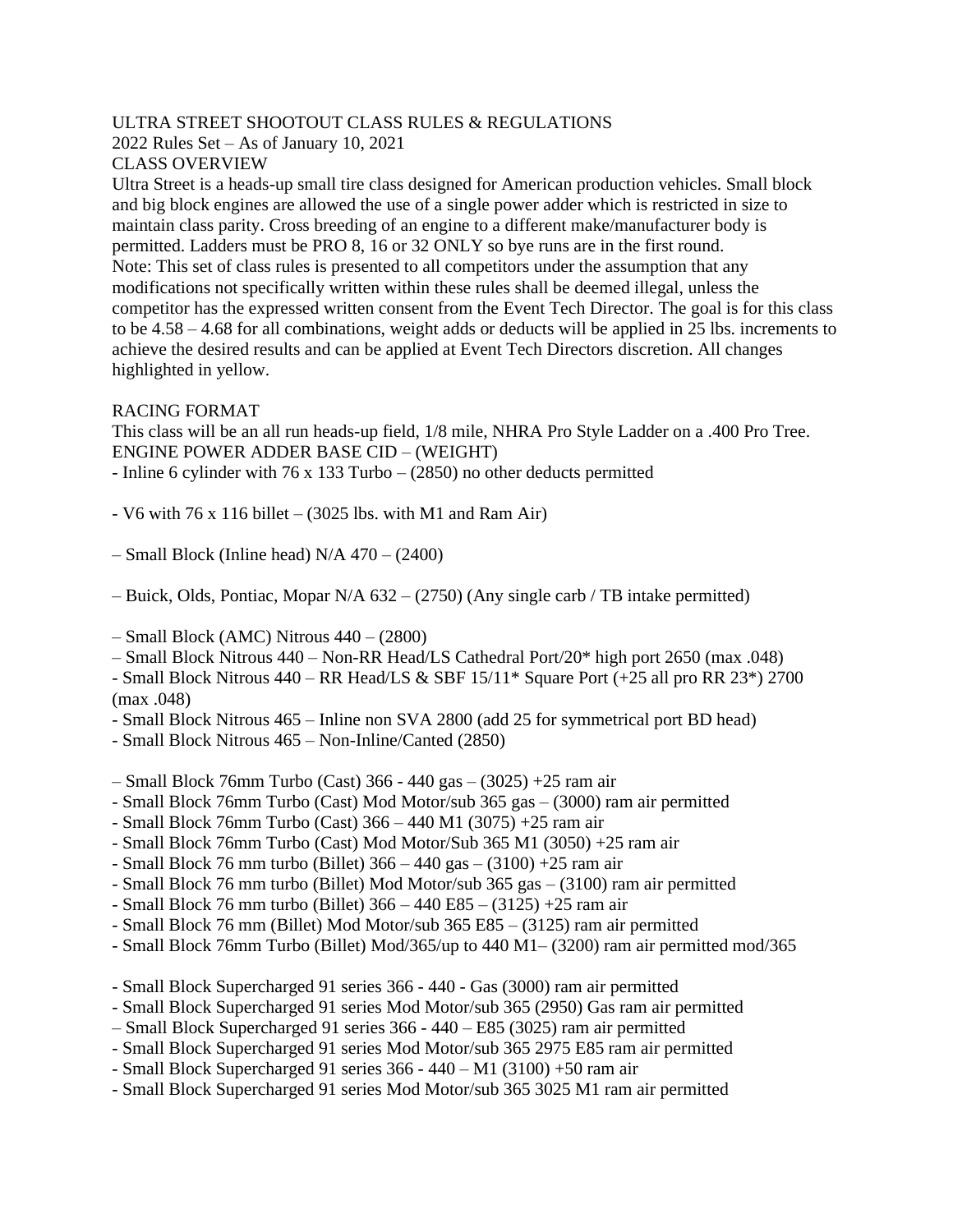# ULTRA STREET SHOOTOUT CLASS RULES & REGULATIONS

2022 Rules Set – As of January 10, 2021

## CLASS OVERVIEW

Ultra Street is a heads-up small tire class designed for American production vehicles. Small block and big block engines are allowed the use of a single power adder which is restricted in size to maintain class parity. Cross breeding of an engine to a different make/manufacturer body is permitted. Ladders must be PRO 8, 16 or 32 ONLY so bye runs are in the first round.

Note: This set of class rules is presented to all competitors under the assumption that any modifications not specifically written within these rules shall be deemed illegal, unless the competitor has the expressed written consent from the Event Tech Director. The goal is for this class to be 4.58 – 4.68 for all combinations, weight adds or deducts will be applied in 25 lbs. increments to achieve the desired results and can be applied at Event Tech Directors discretion. All changes highlighted in yellow.

## RACING FORMAT

This class will be an all run heads-up field, 1/8 mile, NHRA Pro Style Ladder on a .400 Pro Tree.

ENGINE POWER ADDER BASE CID – (WEIGHT)

- Inline 6 cylinder with 76 x 133 Turbo – (2850) no other deducts permitted

- V6 with 76 x 116 billet – (3025 lbs. with M1 and Ram Air)

– Small Block (Inline head) N/A 470 – (2400)

– Buick, Olds, Pontiac, Mopar N/A 632 – (2750) (Any single carb / TB intake permitted)

– Small Block (AMC) Nitrous 440 – (2800)
– Small Block Nitrous 440 – Non-RR Head/LS Cathedral Port/20* high port 2650 (max .048)
- Small Block Nitrous 440 – RR Head/LS & SBF 15/11* Square Port (+25 all pro RR 23*) 2700 (max .048)
- Small Block Nitrous 465 – Inline non SVA 2800 (add 25 for symmetrical port BD head)
- Small Block Nitrous 465 – Non-Inline/Canted (2850)

– Small Block 76mm Turbo (Cast) 366 - 440 gas – (3025) +25 ram air
- Small Block 76mm Turbo (Cast) Mod Motor/sub 365 gas – (3000) ram air permitted
- Small Block 76mm Turbo (Cast) 366 – 440 M1 (3075) +25 ram air
- Small Block 76mm Turbo (Cast) Mod Motor/Sub 365 M1 (3050) +25 ram air
- Small Block 76 mm turbo (Billet) 366 – 440 gas – (3100) +25 ram air
- Small Block 76 mm turbo (Billet) Mod Motor/sub 365 gas – (3100) ram air permitted
- Small Block 76 mm turbo (Billet) 366 – 440 E85 – (3125) +25 ram air
- Small Block 76 mm (Billet) Mod Motor/sub 365 E85 – (3125) ram air permitted
- Small Block 76mm Turbo (Billet) Mod/365/up to 440 M1– (3200) ram air permitted mod/365

- Small Block Supercharged 91 series 366 - 440 - Gas (3000) ram air permitted
- Small Block Supercharged 91 series Mod Motor/sub 365 (2950) Gas ram air permitted
– Small Block Supercharged 91 series 366 - 440 – E85 (3025) ram air permitted
- Small Block Supercharged 91 series Mod Motor/sub 365 2975 E85 ram air permitted
- Small Block Supercharged 91 series 366 - 440 – M1 (3100) +50 ram air
- Small Block Supercharged 91 series Mod Motor/sub 365 3025 M1 ram air permitted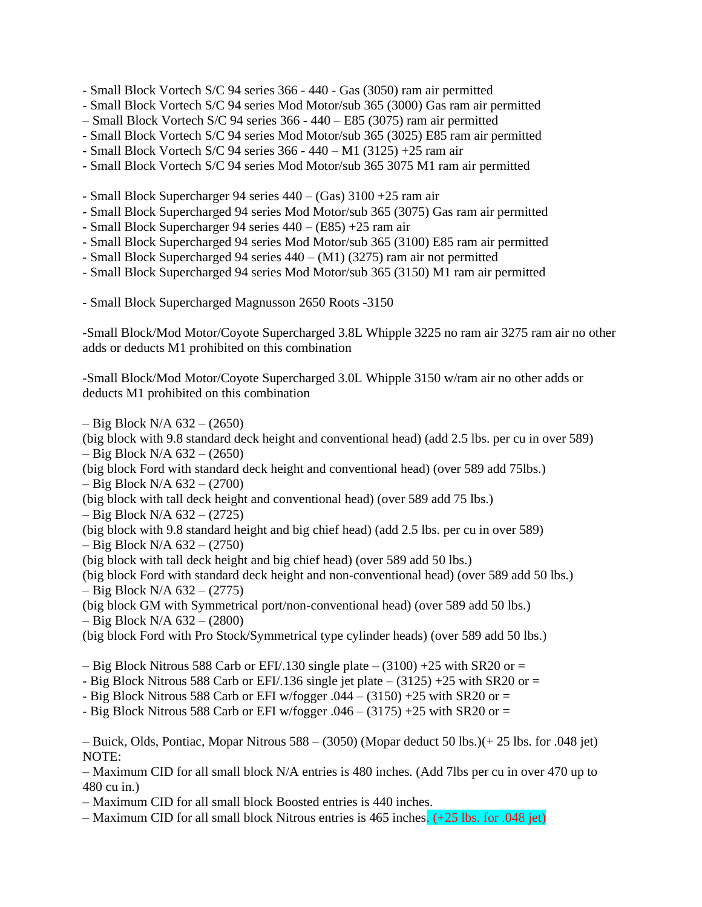- Small Block Vortech S/C 94 series 366 - 440 - Gas (3050) ram air permitted
- Small Block Vortech S/C 94 series Mod Motor/sub 365 (3000) Gas ram air permitted
– Small Block Vortech S/C 94 series 366 - 440 – E85 (3075) ram air permitted
- Small Block Vortech S/C 94 series Mod Motor/sub 365 (3025) E85 ram air permitted
- Small Block Vortech S/C 94 series 366 - 440 – M1 (3125) +25 ram air
- Small Block Vortech S/C 94 series Mod Motor/sub 365 3075 M1 ram air permitted

- Small Block Supercharger 94 series 440 – (Gas) 3100 +25 ram air
- Small Block Supercharged 94 series Mod Motor/sub 365 (3075) Gas ram air permitted
- Small Block Supercharger 94 series 440 – (E85) +25 ram air
- Small Block Supercharged 94 series Mod Motor/sub 365 (3100) E85 ram air permitted
- Small Block Supercharged 94 series 440 – (M1) (3275) ram air not permitted
- Small Block Supercharged 94 series Mod Motor/sub 365 (3150) M1 ram air permitted

- Small Block Supercharged Magnusson 2650 Roots -3150

-Small Block/Mod Motor/Coyote Supercharged 3.8L Whipple 3225 no ram air 3275 ram air no other adds or deducts M1 prohibited on this combination

-Small Block/Mod Motor/Coyote Supercharged 3.0L Whipple 3150 w/ram air no other adds or deducts M1 prohibited on this combination

– Big Block N/A 632 – (2650)
(big block with 9.8 standard deck height and conventional head) (add 2.5 lbs. per cu in over 589)
– Big Block N/A 632 – (2650)
(big block Ford with standard deck height and conventional head) (over 589 add 75lbs.)
– Big Block N/A 632 – (2700)
(big block with tall deck height and conventional head) (over 589 add 75 lbs.)
– Big Block N/A 632 – (2725)
(big block with 9.8 standard height and big chief head) (add 2.5 lbs. per cu in over 589)
– Big Block N/A 632 – (2750)
(big block with tall deck height and big chief head) (over 589 add 50 lbs.)
(big block Ford with standard deck height and non-conventional head) (over 589 add 50 lbs.)
– Big Block N/A 632 – (2775)
(big block GM with Symmetrical port/non-conventional head) (over 589 add 50 lbs.)
– Big Block N/A 632 – (2800)
(big block Ford with Pro Stock/Symmetrical type cylinder heads) (over 589 add 50 lbs.)

– Big Block Nitrous 588 Carb or EFI/.130 single plate – (3100) +25 with SR20 or =
- Big Block Nitrous 588 Carb or EFI/.136 single jet plate – (3125) +25 with SR20 or =
- Big Block Nitrous 588 Carb or EFI w/fogger .044 – (3150) +25 with SR20 or =
- Big Block Nitrous 588 Carb or EFI w/fogger .046 – (3175) +25 with SR20 or =

– Buick, Olds, Pontiac, Mopar Nitrous 588 – (3050) (Mopar deduct 50 lbs.)(+ 25 lbs. for .048 jet)
NOTE:
– Maximum CID for all small block N/A entries is 480 inches. (Add 7lbs per cu in over 470 up to 480 cu in.)
– Maximum CID for all small block Boosted entries is 440 inches.
– Maximum CID for all small block Nitrous entries is 465 inches. (+25 lbs. for .048 jet)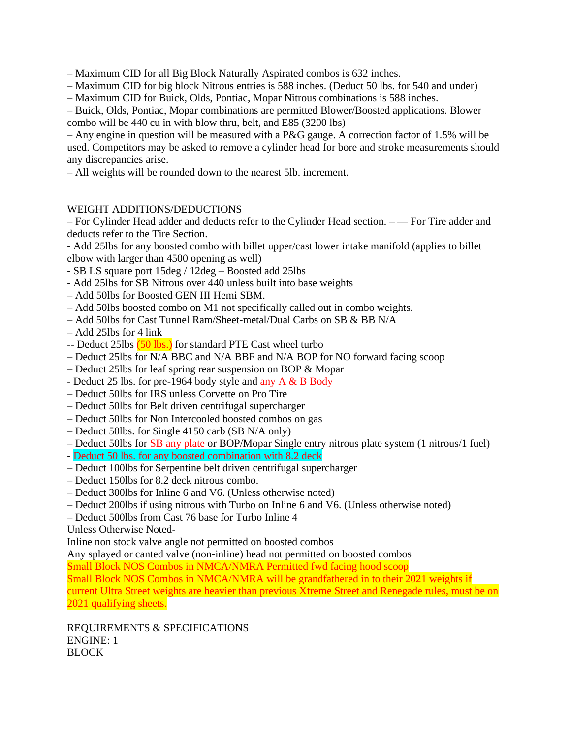– Maximum CID for all Big Block Naturally Aspirated combos is 632 inches.
– Maximum CID for big block Nitrous entries is 588 inches. (Deduct 50 lbs. for 540 and under)
– Maximum CID for Buick, Olds, Pontiac, Mopar Nitrous combinations is 588 inches.
– Buick, Olds, Pontiac, Mopar combinations are permitted Blower/Boosted applications. Blower combo will be 440 cu in with blow thru, belt, and E85 (3200 lbs)
– Any engine in question will be measured with a P&G gauge. A correction factor of 1.5% will be used. Competitors may be asked to remove a cylinder head for bore and stroke measurements should any discrepancies arise.
– All weights will be rounded down to the nearest 5lb. increment.

WEIGHT ADDITIONS/DEDUCTIONS

– For Cylinder Head adder and deducts refer to the Cylinder Head section. – — For Tire adder and deducts refer to the Tire Section.
- Add 25lbs for any boosted combo with billet upper/cast lower intake manifold (applies to billet elbow with larger than 4500 opening as well)
- SB LS square port 15deg / 12deg – Boosted add 25lbs
- Add 25lbs for SB Nitrous over 440 unless built into base weights
– Add 50lbs for Boosted GEN III Hemi SBM.
– Add 50lbs boosted combo on M1 not specifically called out in combo weights.
– Add 50lbs for Cast Tunnel Ram/Sheet-metal/Dual Carbs on SB & BB N/A
– Add 25lbs for 4 link
-- Deduct 25lbs (50 lbs.) for standard PTE Cast wheel turbo
– Deduct 25lbs for N/A BBC and N/A BBF and N/A BOP for NO forward facing scoop
– Deduct 25lbs for leaf spring rear suspension on BOP & Mopar
- Deduct 25 lbs. for pre-1964 body style and any A & B Body
– Deduct 50lbs for IRS unless Corvette on Pro Tire
– Deduct 50lbs for Belt driven centrifugal supercharger
– Deduct 50lbs for Non Intercooled boosted combos on gas
– Deduct 50lbs. for Single 4150 carb (SB N/A only)
– Deduct 50lbs for SB any plate or BOP/Mopar Single entry nitrous plate system (1 nitrous/1 fuel)
- Deduct 50 lbs. for any boosted combination with 8.2 deck
– Deduct 100lbs for Serpentine belt driven centrifugal supercharger
– Deduct 150lbs for 8.2 deck nitrous combo.
– Deduct 300lbs for Inline 6 and V6. (Unless otherwise noted)
– Deduct 200lbs if using nitrous with Turbo on Inline 6 and V6. (Unless otherwise noted)
– Deduct 500lbs from Cast 76 base for Turbo Inline 4

Unless Otherwise Noted-
Inline non stock valve angle not permitted on boosted combos
Any splayed or canted valve (non-inline) head not permitted on boosted combos
Small Block NOS Combos in NMCA/NMRA Permitted fwd facing hood scoop
Small Block NOS Combos in NMCA/NMRA will be grandfathered in to their 2021 weights if current Ultra Street weights are heavier than previous Xtreme Street and Renegade rules, must be on 2021 qualifying sheets.

REQUIREMENTS & SPECIFICATIONS
ENGINE: 1
BLOCK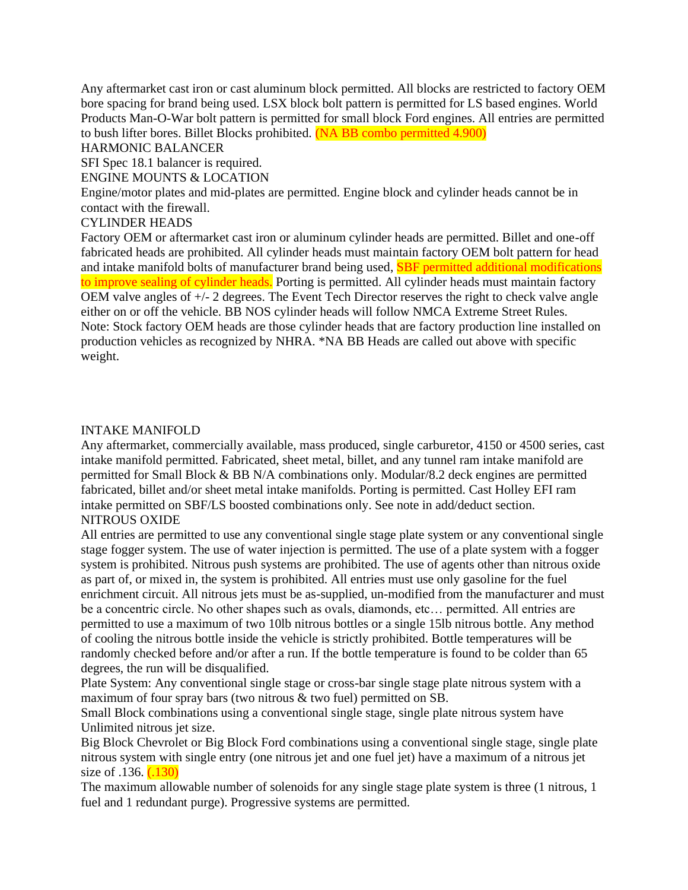Any aftermarket cast iron or cast aluminum block permitted. All blocks are restricted to factory OEM bore spacing for brand being used. LSX block bolt pattern is permitted for LS based engines. World Products Man-O-War bolt pattern is permitted for small block Ford engines. All entries are permitted to bush lifter bores. Billet Blocks prohibited. (NA BB combo permitted 4.900)

## HARMONIC BALANCER

SFI Spec 18.1 balancer is required.

## ENGINE MOUNTS & LOCATION

Engine/motor plates and mid-plates are permitted. Engine block and cylinder heads cannot be in contact with the firewall.

## CYLINDER HEADS

Factory OEM or aftermarket cast iron or aluminum cylinder heads are permitted. Billet and one-off fabricated heads are prohibited. All cylinder heads must maintain factory OEM bolt pattern for head and intake manifold bolts of manufacturer brand being used, SBF permitted additional modifications to improve sealing of cylinder heads. Porting is permitted. All cylinder heads must maintain factory OEM valve angles of +/- 2 degrees. The Event Tech Director reserves the right to check valve angle either on or off the vehicle. BB NOS cylinder heads will follow NMCA Extreme Street Rules. Note: Stock factory OEM heads are those cylinder heads that are factory production line installed on production vehicles as recognized by NHRA. *NA BB Heads are called out above with specific weight.

## INTAKE MANIFOLD

Any aftermarket, commercially available, mass produced, single carburetor, 4150 or 4500 series, cast intake manifold permitted. Fabricated, sheet metal, billet, and any tunnel ram intake manifold are permitted for Small Block & BB N/A combinations only. Modular/8.2 deck engines are permitted fabricated, billet and/or sheet metal intake manifolds. Porting is permitted. Cast Holley EFI ram intake permitted on SBF/LS boosted combinations only. See note in add/deduct section.

## NITROUS OXIDE

All entries are permitted to use any conventional single stage plate system or any conventional single stage fogger system. The use of water injection is permitted. The use of a plate system with a fogger system is prohibited. Nitrous push systems are prohibited. The use of agents other than nitrous oxide as part of, or mixed in, the system is prohibited. All entries must use only gasoline for the fuel enrichment circuit. All nitrous jets must be as-supplied, un-modified from the manufacturer and must be a concentric circle. No other shapes such as ovals, diamonds, etc… permitted. All entries are permitted to use a maximum of two 10lb nitrous bottles or a single 15lb nitrous bottle. Any method of cooling the nitrous bottle inside the vehicle is strictly prohibited. Bottle temperatures will be randomly checked before and/or after a run. If the bottle temperature is found to be colder than 65 degrees, the run will be disqualified.

Plate System: Any conventional single stage or cross-bar single stage plate nitrous system with a maximum of four spray bars (two nitrous & two fuel) permitted on SB.

Small Block combinations using a conventional single stage, single plate nitrous system have Unlimited nitrous jet size.

Big Block Chevrolet or Big Block Ford combinations using a conventional single stage, single plate nitrous system with single entry (one nitrous jet and one fuel jet) have a maximum of a nitrous jet size of .136. (.130)

The maximum allowable number of solenoids for any single stage plate system is three (1 nitrous, 1 fuel and 1 redundant purge). Progressive systems are permitted.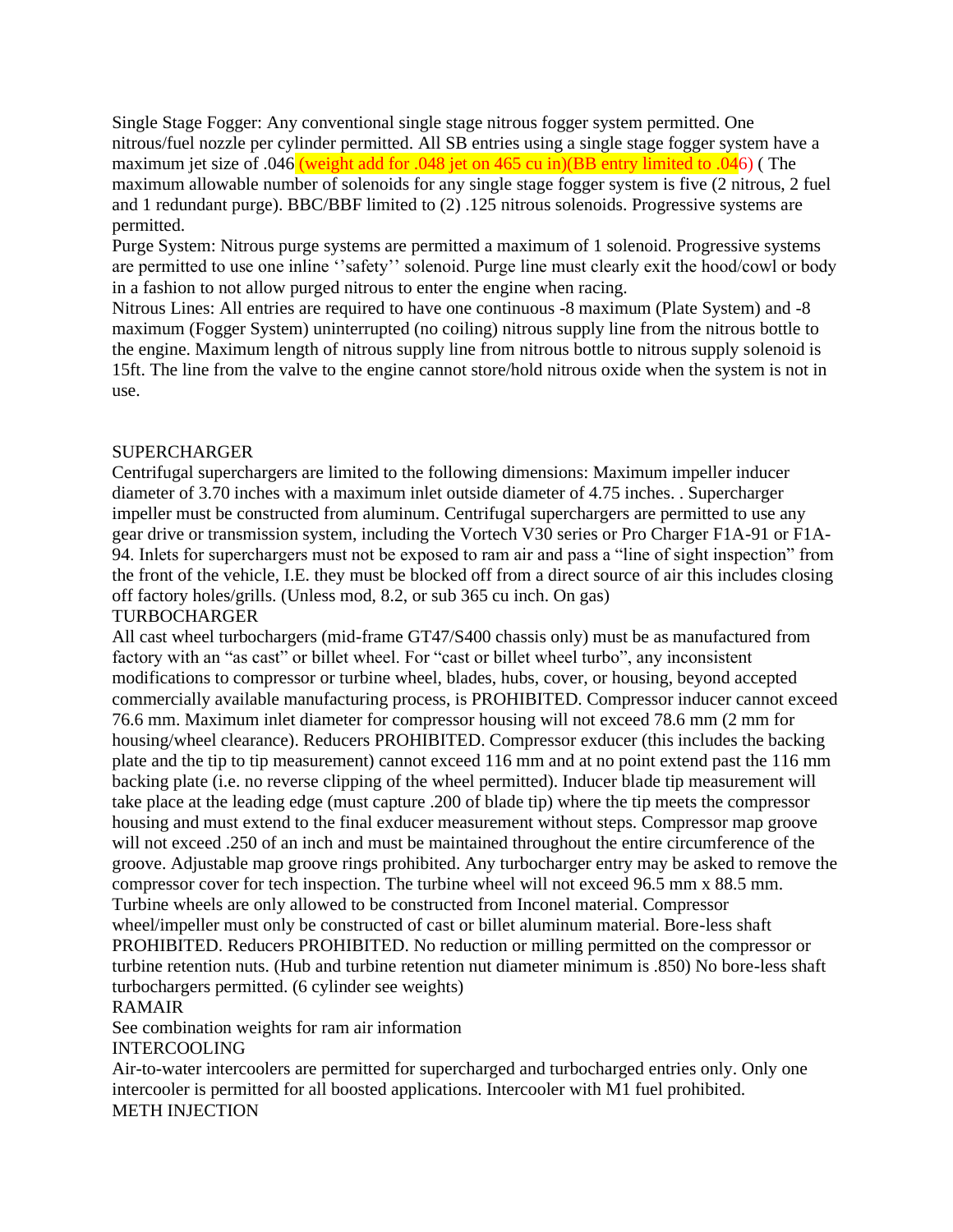Single Stage Fogger: Any conventional single stage nitrous fogger system permitted. One nitrous/fuel nozzle per cylinder permitted. All SB entries using a single stage fogger system have a maximum jet size of .046 (weight add for .048 jet on 465 cu in)(BB entry limited to .046) ( The maximum allowable number of solenoids for any single stage fogger system is five (2 nitrous, 2 fuel and 1 redundant purge). BBC/BBF limited to (2) .125 nitrous solenoids. Progressive systems are permitted.

Purge System: Nitrous purge systems are permitted a maximum of 1 solenoid. Progressive systems are permitted to use one inline ''safety'' solenoid. Purge line must clearly exit the hood/cowl or body in a fashion to not allow purged nitrous to enter the engine when racing.

Nitrous Lines: All entries are required to have one continuous -8 maximum (Plate System) and -8 maximum (Fogger System) uninterrupted (no coiling) nitrous supply line from the nitrous bottle to the engine. Maximum length of nitrous supply line from nitrous bottle to nitrous supply solenoid is 15ft. The line from the valve to the engine cannot store/hold nitrous oxide when the system is not in use.

## SUPERCHARGER

Centrifugal superchargers are limited to the following dimensions: Maximum impeller inducer diameter of 3.70 inches with a maximum inlet outside diameter of 4.75 inches. . Supercharger impeller must be constructed from aluminum. Centrifugal superchargers are permitted to use any gear drive or transmission system, including the Vortech V30 series or Pro Charger F1A-91 or F1A-94. Inlets for superchargers must not be exposed to ram air and pass a "line of sight inspection" from the front of the vehicle, I.E. they must be blocked off from a direct source of air this includes closing off factory holes/grills. (Unless mod, 8.2, or sub 365 cu inch. On gas)

## TURBOCHARGER

All cast wheel turbochargers (mid-frame GT47/S400 chassis only) must be as manufactured from factory with an "as cast" or billet wheel. For "cast or billet wheel turbo", any inconsistent modifications to compressor or turbine wheel, blades, hubs, cover, or housing, beyond accepted commercially available manufacturing process, is PROHIBITED. Compressor inducer cannot exceed 76.6 mm. Maximum inlet diameter for compressor housing will not exceed 78.6 mm (2 mm for housing/wheel clearance). Reducers PROHIBITED. Compressor exducer (this includes the backing plate and the tip to tip measurement) cannot exceed 116 mm and at no point extend past the 116 mm backing plate (i.e. no reverse clipping of the wheel permitted). Inducer blade tip measurement will take place at the leading edge (must capture .200 of blade tip) where the tip meets the compressor housing and must extend to the final exducer measurement without steps. Compressor map groove will not exceed .250 of an inch and must be maintained throughout the entire circumference of the groove. Adjustable map groove rings prohibited. Any turbocharger entry may be asked to remove the compressor cover for tech inspection. The turbine wheel will not exceed 96.5 mm x 88.5 mm. Turbine wheels are only allowed to be constructed from Inconel material. Compressor wheel/impeller must only be constructed of cast or billet aluminum material. Bore-less shaft PROHIBITED. Reducers PROHIBITED. No reduction or milling permitted on the compressor or turbine retention nuts. (Hub and turbine retention nut diameter minimum is .850) No bore-less shaft turbochargers permitted. (6 cylinder see weights)

## RAMAIR

See combination weights for ram air information

## INTERCOOLING

Air-to-water intercoolers are permitted for supercharged and turbocharged entries only. Only one intercooler is permitted for all boosted applications. Intercooler with M1 fuel prohibited.

## METH INJECTION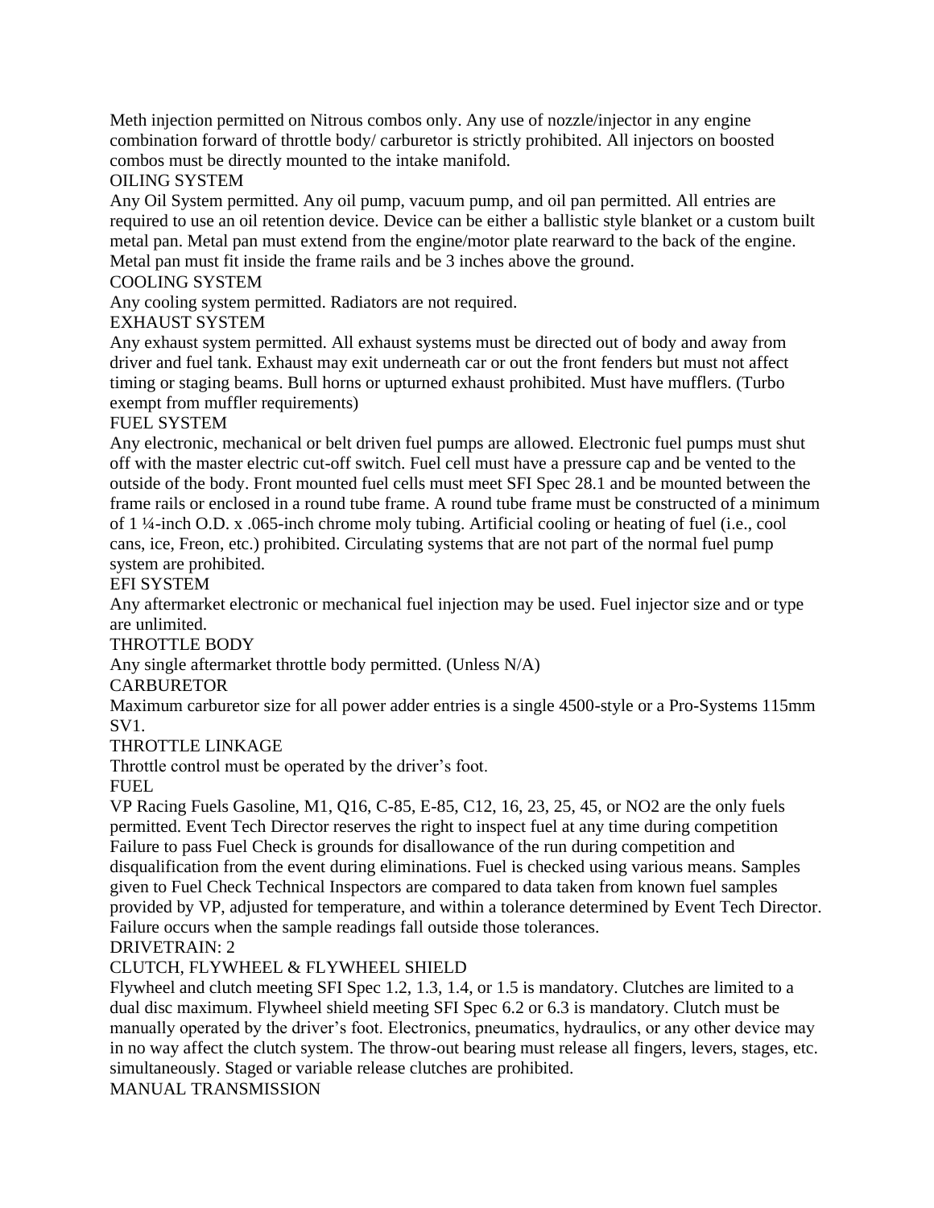Meth injection permitted on Nitrous combos only. Any use of nozzle/injector in any engine combination forward of throttle body/ carburetor is strictly prohibited. All injectors on boosted combos must be directly mounted to the intake manifold.

## OILING SYSTEM

Any Oil System permitted. Any oil pump, vacuum pump, and oil pan permitted. All entries are required to use an oil retention device. Device can be either a ballistic style blanket or a custom built metal pan. Metal pan must extend from the engine/motor plate rearward to the back of the engine. Metal pan must fit inside the frame rails and be 3 inches above the ground.

## COOLING SYSTEM

Any cooling system permitted. Radiators are not required.

## EXHAUST SYSTEM

Any exhaust system permitted. All exhaust systems must be directed out of body and away from driver and fuel tank. Exhaust may exit underneath car or out the front fenders but must not affect timing or staging beams. Bull horns or upturned exhaust prohibited. Must have mufflers. (Turbo exempt from muffler requirements)

## FUEL SYSTEM

Any electronic, mechanical or belt driven fuel pumps are allowed. Electronic fuel pumps must shut off with the master electric cut-off switch. Fuel cell must have a pressure cap and be vented to the outside of the body. Front mounted fuel cells must meet SFI Spec 28.1 and be mounted between the frame rails or enclosed in a round tube frame. A round tube frame must be constructed of a minimum of 1 ¼-inch O.D. x .065-inch chrome moly tubing. Artificial cooling or heating of fuel (i.e., cool cans, ice, Freon, etc.) prohibited. Circulating systems that are not part of the normal fuel pump system are prohibited.

## EFI SYSTEM

Any aftermarket electronic or mechanical fuel injection may be used. Fuel injector size and or type are unlimited.

## THROTTLE BODY

Any single aftermarket throttle body permitted. (Unless N/A)

## CARBURETOR

Maximum carburetor size for all power adder entries is a single 4500-style or a Pro-Systems 115mm SV1.

## THROTTLE LINKAGE

Throttle control must be operated by the driver's foot.

## FUEL

VP Racing Fuels Gasoline, M1, Q16, C-85, E-85, C12, 16, 23, 25, 45, or NO2 are the only fuels permitted. Event Tech Director reserves the right to inspect fuel at any time during competition Failure to pass Fuel Check is grounds for disallowance of the run during competition and disqualification from the event during eliminations. Fuel is checked using various means. Samples given to Fuel Check Technical Inspectors are compared to data taken from known fuel samples provided by VP, adjusted for temperature, and within a tolerance determined by Event Tech Director. Failure occurs when the sample readings fall outside those tolerances.

# DRIVETRAIN: 2

## CLUTCH, FLYWHEEL & FLYWHEEL SHIELD

Flywheel and clutch meeting SFI Spec 1.2, 1.3, 1.4, or 1.5 is mandatory. Clutches are limited to a dual disc maximum. Flywheel shield meeting SFI Spec 6.2 or 6.3 is mandatory. Clutch must be manually operated by the driver's foot. Electronics, pneumatics, hydraulics, or any other device may in no way affect the clutch system. The throw-out bearing must release all fingers, levers, stages, etc. simultaneously. Staged or variable release clutches are prohibited.

## MANUAL TRANSMISSION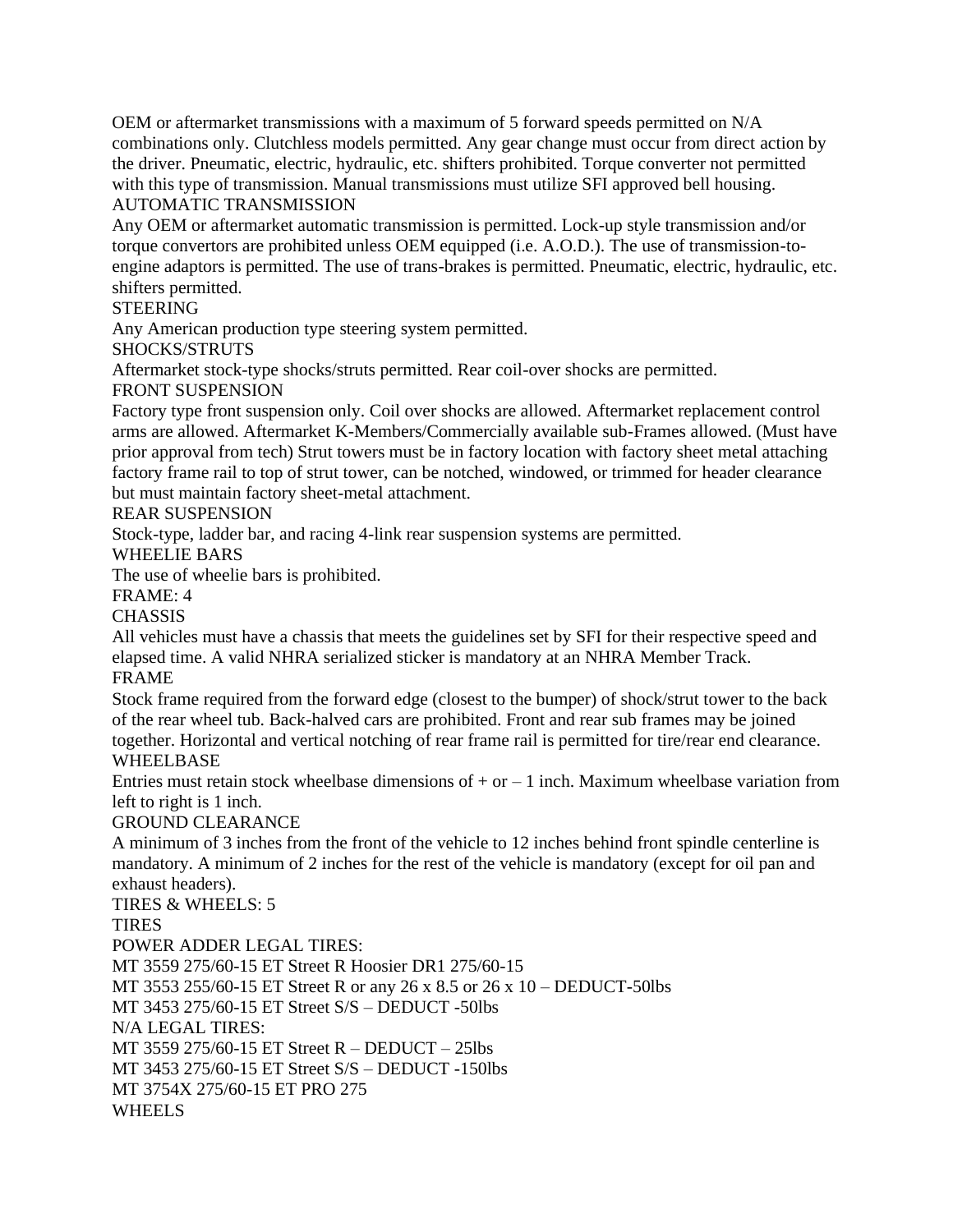OEM or aftermarket transmissions with a maximum of 5 forward speeds permitted on N/A combinations only. Clutchless models permitted. Any gear change must occur from direct action by the driver. Pneumatic, electric, hydraulic, etc. shifters prohibited. Torque converter not permitted with this type of transmission. Manual transmissions must utilize SFI approved bell housing.

### AUTOMATIC TRANSMISSION

Any OEM or aftermarket automatic transmission is permitted. Lock-up style transmission and/or torque convertors are prohibited unless OEM equipped (i.e. A.O.D.). The use of transmission-to-engine adaptors is permitted. The use of trans-brakes is permitted. Pneumatic, electric, hydraulic, etc. shifters permitted.

### STEERING

Any American production type steering system permitted.

### SHOCKS/STRUTS

Aftermarket stock-type shocks/struts permitted. Rear coil-over shocks are permitted.

### FRONT SUSPENSION

Factory type front suspension only. Coil over shocks are allowed. Aftermarket replacement control arms are allowed. Aftermarket K-Members/Commercially available sub-Frames allowed. (Must have prior approval from tech) Strut towers must be in factory location with factory sheet metal attaching factory frame rail to top of strut tower, can be notched, windowed, or trimmed for header clearance but must maintain factory sheet-metal attachment.

### REAR SUSPENSION

Stock-type, ladder bar, and racing 4-link rear suspension systems are permitted.

### WHEELIE BARS

The use of wheelie bars is prohibited.

## FRAME: 4

### CHASSIS

All vehicles must have a chassis that meets the guidelines set by SFI for their respective speed and elapsed time. A valid NHRA serialized sticker is mandatory at an NHRA Member Track.

### FRAME

Stock frame required from the forward edge (closest to the bumper) of shock/strut tower to the back of the rear wheel tub. Back-halved cars are prohibited. Front and rear sub frames may be joined together. Horizontal and vertical notching of rear frame rail is permitted for tire/rear end clearance.

### WHEELBASE

Entries must retain stock wheelbase dimensions of + or – 1 inch. Maximum wheelbase variation from left to right is 1 inch.

### GROUND CLEARANCE

A minimum of 3 inches from the front of the vehicle to 12 inches behind front spindle centerline is mandatory. A minimum of 2 inches for the rest of the vehicle is mandatory (except for oil pan and exhaust headers).

## TIRES & WHEELS: 5

### TIRES

POWER ADDER LEGAL TIRES:

MT 3559 275/60-15 ET Street R Hoosier DR1 275/60-15

MT 3553 255/60-15 ET Street R or any 26 x 8.5 or 26 x 10 – DEDUCT-50lbs

MT 3453 275/60-15 ET Street S/S – DEDUCT -50lbs

N/A LEGAL TIRES:

MT 3559 275/60-15 ET Street R – DEDUCT – 25lbs

MT 3453 275/60-15 ET Street S/S – DEDUCT -150lbs

MT 3754X 275/60-15 ET PRO 275

### WHEELS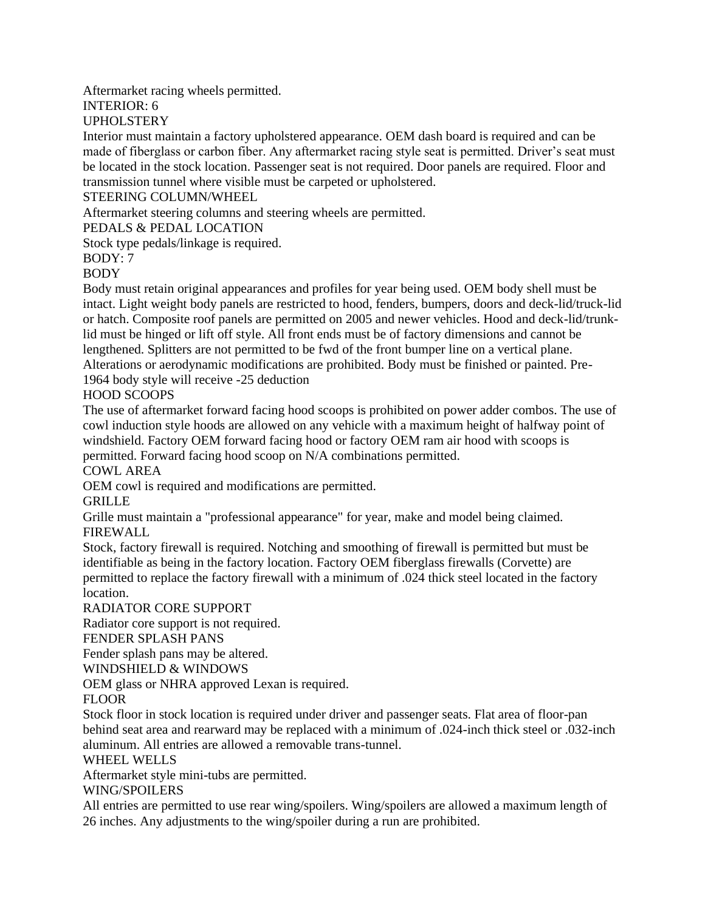Aftermarket racing wheels permitted.

## INTERIOR: 6

### UPHOLSTERY

Interior must maintain a factory upholstered appearance. OEM dash board is required and can be made of fiberglass or carbon fiber. Any aftermarket racing style seat is permitted. Driver's seat must be located in the stock location. Passenger seat is not required. Door panels are required. Floor and transmission tunnel where visible must be carpeted or upholstered.

### STEERING COLUMN/WHEEL

Aftermarket steering columns and steering wheels are permitted.

### PEDALS & PEDAL LOCATION

Stock type pedals/linkage is required.

## BODY: 7

### BODY

Body must retain original appearances and profiles for year being used. OEM body shell must be intact. Light weight body panels are restricted to hood, fenders, bumpers, doors and deck-lid/truck-lid or hatch. Composite roof panels are permitted on 2005 and newer vehicles. Hood and deck-lid/trunk-lid must be hinged or lift off style. All front ends must be of factory dimensions and cannot be lengthened. Splitters are not permitted to be fwd of the front bumper line on a vertical plane. Alterations or aerodynamic modifications are prohibited. Body must be finished or painted. Pre-1964 body style will receive -25 deduction

### HOOD SCOOPS

The use of aftermarket forward facing hood scoops is prohibited on power adder combos. The use of cowl induction style hoods are allowed on any vehicle with a maximum height of halfway point of windshield. Factory OEM forward facing hood or factory OEM ram air hood with scoops is permitted. Forward facing hood scoop on N/A combinations permitted.

### COWL AREA

OEM cowl is required and modifications are permitted.

### GRILLE

Grille must maintain a "professional appearance" for year, make and model being claimed.

### FIREWALL

Stock, factory firewall is required. Notching and smoothing of firewall is permitted but must be identifiable as being in the factory location. Factory OEM fiberglass firewalls (Corvette) are permitted to replace the factory firewall with a minimum of .024 thick steel located in the factory location.

### RADIATOR CORE SUPPORT

Radiator core support is not required.

### FENDER SPLASH PANS

Fender splash pans may be altered.

### WINDSHIELD & WINDOWS

OEM glass or NHRA approved Lexan is required.

### FLOOR

Stock floor in stock location is required under driver and passenger seats. Flat area of floor-pan behind seat area and rearward may be replaced with a minimum of .024-inch thick steel or .032-inch aluminum. All entries are allowed a removable trans-tunnel.

### WHEEL WELLS

Aftermarket style mini-tubs are permitted.

### WING/SPOILERS

All entries are permitted to use rear wing/spoilers. Wing/spoilers are allowed a maximum length of 26 inches. Any adjustments to the wing/spoiler during a run are prohibited.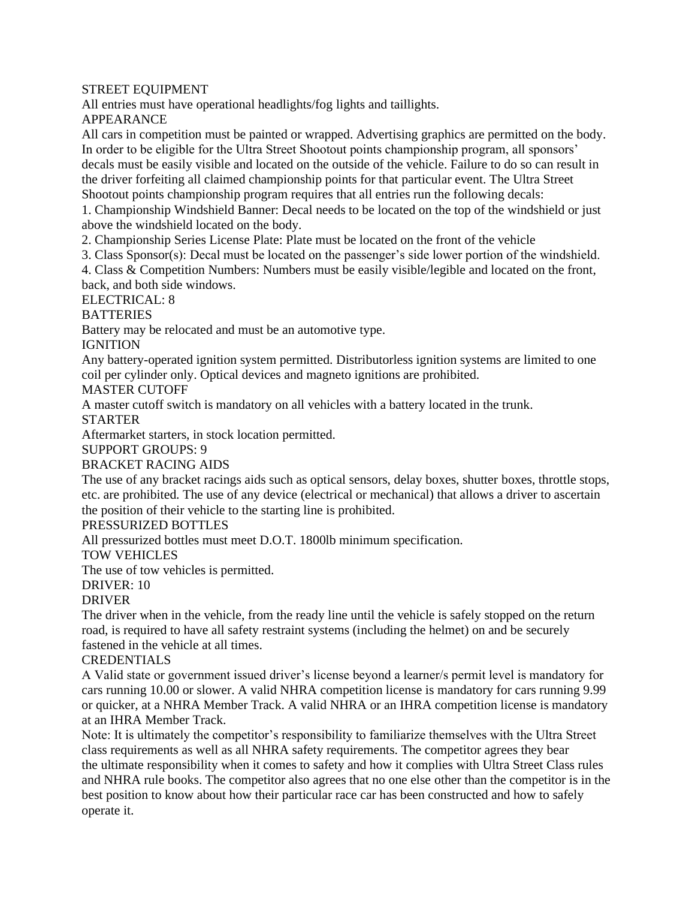## STREET EQUIPMENT

All entries must have operational headlights/fog lights and taillights.

## APPEARANCE

All cars in competition must be painted or wrapped. Advertising graphics are permitted on the body. In order to be eligible for the Ultra Street Shootout points championship program, all sponsors' decals must be easily visible and located on the outside of the vehicle. Failure to do so can result in the driver forfeiting all claimed championship points for that particular event. The Ultra Street Shootout points championship program requires that all entries run the following decals:

1. Championship Windshield Banner: Decal needs to be located on the top of the windshield or just above the windshield located on the body.
2. Championship Series License Plate: Plate must be located on the front of the vehicle
3. Class Sponsor(s): Decal must be located on the passenger's side lower portion of the windshield.
4. Class & Competition Numbers: Numbers must be easily visible/legible and located on the front, back, and both side windows.

# ELECTRICAL: 8

## BATTERIES

Battery may be relocated and must be an automotive type.

## IGNITION

Any battery-operated ignition system permitted. Distributorless ignition systems are limited to one coil per cylinder only. Optical devices and magneto ignitions are prohibited.

## MASTER CUTOFF

A master cutoff switch is mandatory on all vehicles with a battery located in the trunk.

## STARTER

Aftermarket starters, in stock location permitted.

# SUPPORT GROUPS: 9

## BRACKET RACING AIDS

The use of any bracket racings aids such as optical sensors, delay boxes, shutter boxes, throttle stops, etc. are prohibited. The use of any device (electrical or mechanical) that allows a driver to ascertain the position of their vehicle to the starting line is prohibited.

## PRESSURIZED BOTTLES

All pressurized bottles must meet D.O.T. 1800lb minimum specification.

## TOW VEHICLES

The use of tow vehicles is permitted.

# DRIVER: 10

## DRIVER

The driver when in the vehicle, from the ready line until the vehicle is safely stopped on the return road, is required to have all safety restraint systems (including the helmet) on and be securely fastened in the vehicle at all times.

## CREDENTIALS

A Valid state or government issued driver's license beyond a learner/s permit level is mandatory for cars running 10.00 or slower. A valid NHRA competition license is mandatory for cars running 9.99 or quicker, at a NHRA Member Track. A valid NHRA or an IHRA competition license is mandatory at an IHRA Member Track.

Note: It is ultimately the competitor's responsibility to familiarize themselves with the Ultra Street class requirements as well as all NHRA safety requirements. The competitor agrees they bear the ultimate responsibility when it comes to safety and how it complies with Ultra Street Class rules and NHRA rule books. The competitor also agrees that no one else other than the competitor is in the best position to know about how their particular race car has been constructed and how to safely operate it.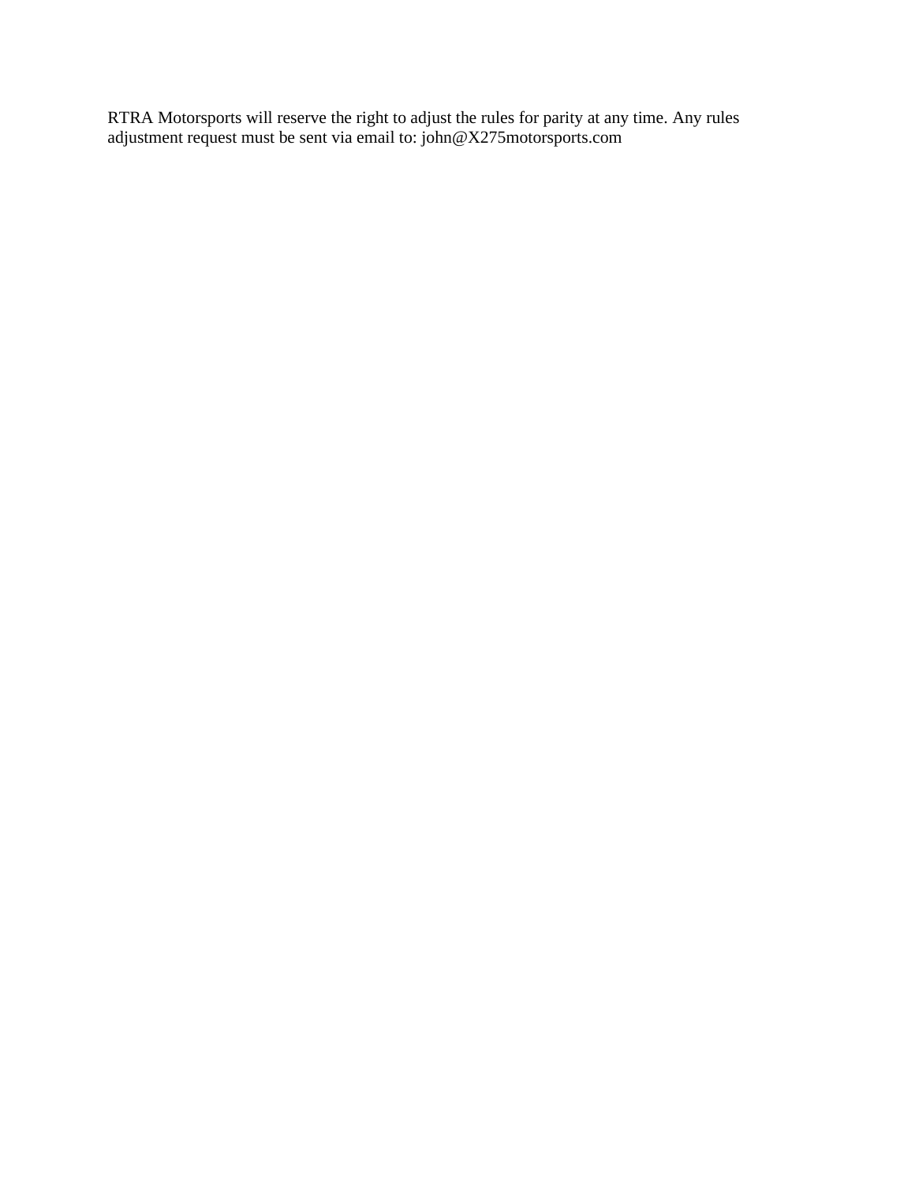RTRA Motorsports will reserve the right to adjust the rules for parity at any time. Any rules adjustment request must be sent via email to: john@X275motorsports.com